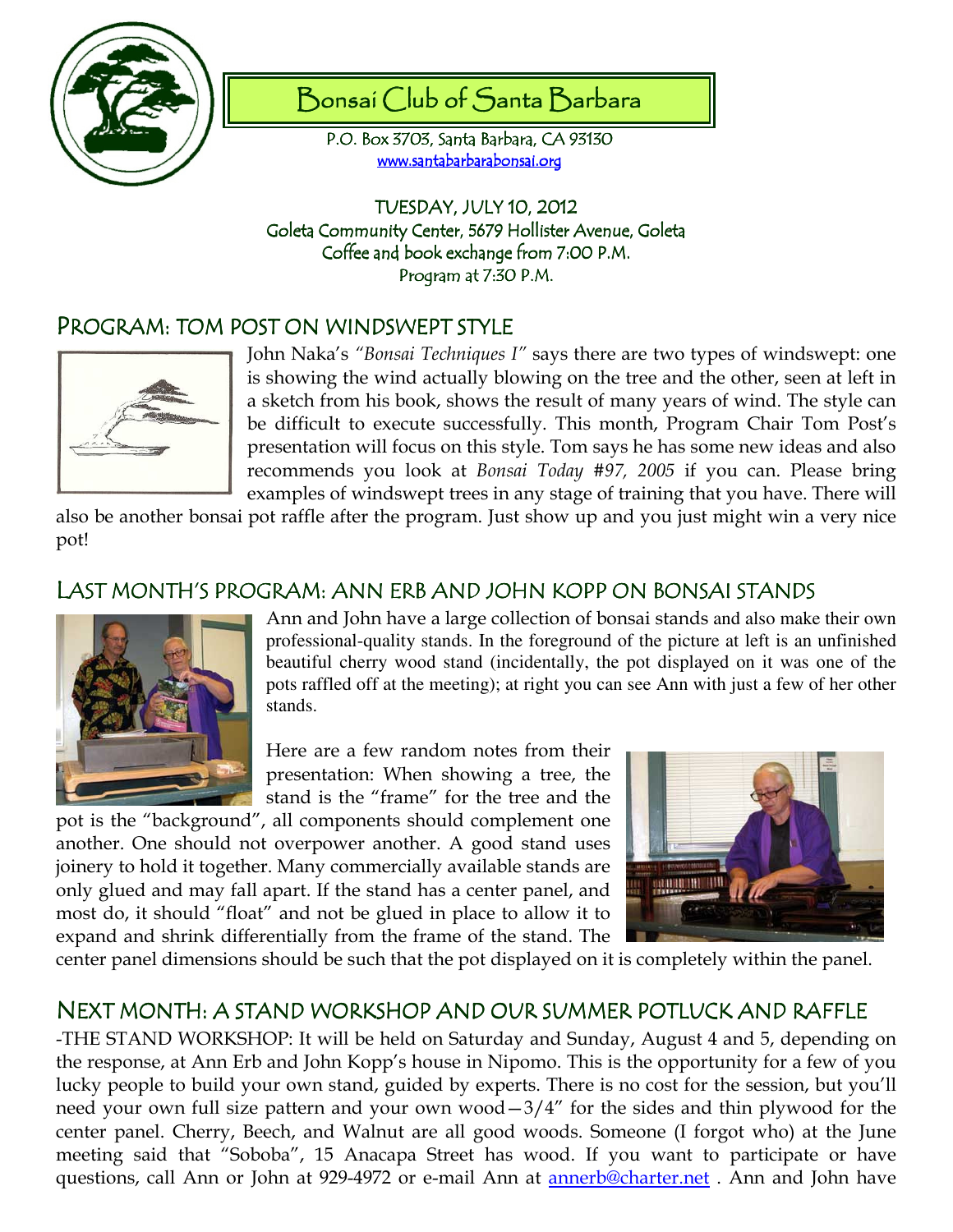# Bonsai Club of Santa Barbara

P.O. Box 3703, Santa Barbara, CA 93130
www.santabarbarabonsai.org

TUESDAY, JULY 10, 2012
Goleta Community Center, 5679 Hollister Avenue, Goleta
Coffee and book exchange from 7:00 P.M.
Program at 7:30 P.M.

## PROGRAM: TOM POST ON WINDSWEPT STYLE

John Naka's *"Bonsai Techniques I"* says there are two types of windswept: one is showing the wind actually blowing on the tree and the other, seen at left in a sketch from his book, shows the result of many years of wind. The style can be difficult to execute successfully. This month, Program Chair Tom Post's presentation will focus on this style. Tom says he has some new ideas and also recommends you look at *Bonsai Today #97, 2005* if you can. Please bring examples of windswept trees in any stage of training that you have. There will also be another bonsai pot raffle after the program. Just show up and you just might win a very nice pot!

## LAST MONTH'S PROGRAM: ANN ERB AND JOHN KOPP ON BONSAI STANDS

Ann and John have a large collection of bonsai stands and also make their own professional-quality stands. In the foreground of the picture at left is an unfinished beautiful cherry wood stand (incidentally, the pot displayed on it was one of the pots raffled off at the meeting); at right you can see Ann with just a few of her other stands.

Here are a few random notes from their presentation: When showing a tree, the stand is the "frame" for the tree and the pot is the "background", all components should complement one another. One should not overpower another. A good stand uses joinery to hold it together. Many commercially available stands are only glued and may fall apart. If the stand has a center panel, and most do, it should "float" and not be glued in place to allow it to expand and shrink differentially from the frame of the stand. The center panel dimensions should be such that the pot displayed on it is completely within the panel.

## NEXT MONTH: A STAND WORKSHOP AND OUR SUMMER POTLUCK AND RAFFLE

-THE STAND WORKSHOP: It will be held on Saturday and Sunday, August 4 and 5, depending on the response, at Ann Erb and John Kopp's house in Nipomo. This is the opportunity for a few of you lucky people to build your own stand, guided by experts. There is no cost for the session, but you'll need your own full size pattern and your own wood—3/4" for the sides and thin plywood for the center panel. Cherry, Beech, and Walnut are all good woods. Someone (I forgot who) at the June meeting said that "Soboba", 15 Anacapa Street has wood. If you want to participate or have questions, call Ann or John at 929-4972 or e-mail Ann at annerb@charter.net . Ann and John have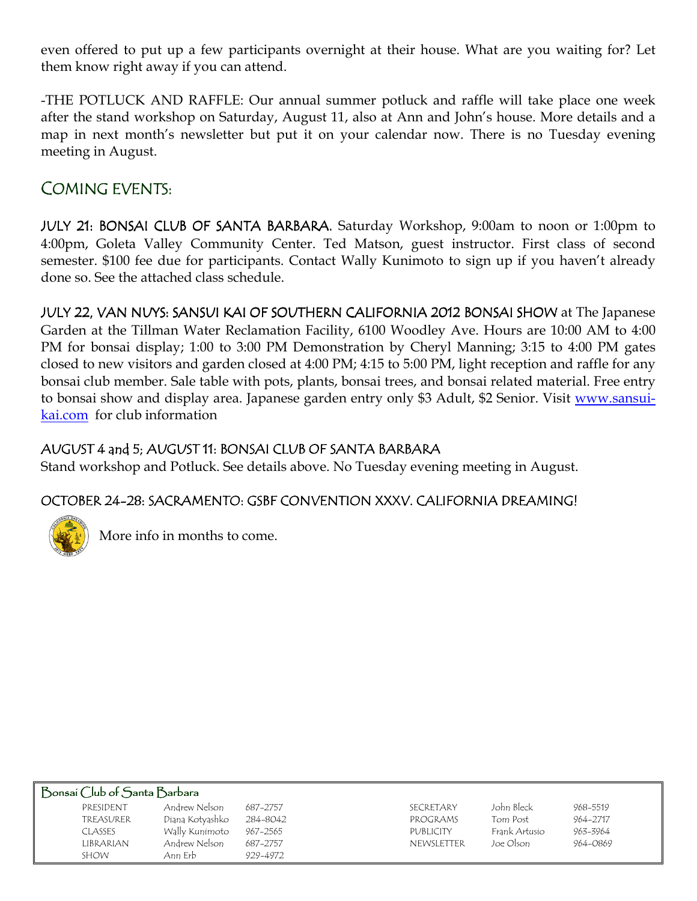even offered to put up a few participants overnight at their house. What are you waiting for? Let them know right away if you can attend.

-THE POTLUCK AND RAFFLE: Our annual summer potluck and raffle will take place one week after the stand workshop on Saturday, August 11, also at Ann and John's house. More details and a map in next month's newsletter but put it on your calendar now. There is no Tuesday evening meeting in August.

## COMING EVENTS:

JULY 21: BONSAI CLUB OF SANTA BARBARA. Saturday Workshop, 9:00am to noon or 1:00pm to 4:00pm, Goleta Valley Community Center. Ted Matson, guest instructor. First class of second semester. $100 fee due for participants. Contact Wally Kunimoto to sign up if you haven't already done so. See the attached class schedule.

JULY 22, VAN NUYS: SANSUI KAI OF SOUTHERN CALIFORNIA 2012 BONSAI SHOW at The Japanese Garden at the Tillman Water Reclamation Facility, 6100 Woodley Ave. Hours are 10:00 AM to 4:00 PM for bonsai display; 1:00 to 3:00 PM Demonstration by Cheryl Manning; 3:15 to 4:00 PM gates closed to new visitors and garden closed at 4:00 PM; 4:15 to 5:00 PM, light reception and raffle for any bonsai club member. Sale table with pots, plants, bonsai trees, and bonsai related material. Free entry to bonsai show and display area. Japanese garden entry only $3 Adult, $2 Senior. Visit [www.sansui-kai.com](http://www.sansui-kai.com) for club information

AUGUST 4 and 5; AUGUST 11: BONSAI CLUB OF SANTA BARBARA
Stand workshop and Potluck. See details above. No Tuesday evening meeting in August.

OCTOBER 24-28: SACRAMENTO: GSBF CONVENTION XXXV. CALIFORNIA DREAMING!

More info in months to come.

Bonsai Club of Santa Barbara

| | | | | | |
|---|---|---|---|---|---|
| PRESIDENT | Andrew Nelson | 687-2757 | SECRETARY | John Bleck | 968-5519 |
| TREASURER | Diana Kotyashko | 284-8042 | PROGRAMS | Tom Post | 964-2717 |
| CLASSES | Wally Kunimoto | 967-2565 | PUBLICITY | Frank Artusio | 963-3964 |
| LIBRARIAN | Andrew Nelson | 687-2757 | NEWSLETTER | Joe Olson | 964-0869 |
| SHOW | Ann Erb | 929-4972 | | | |